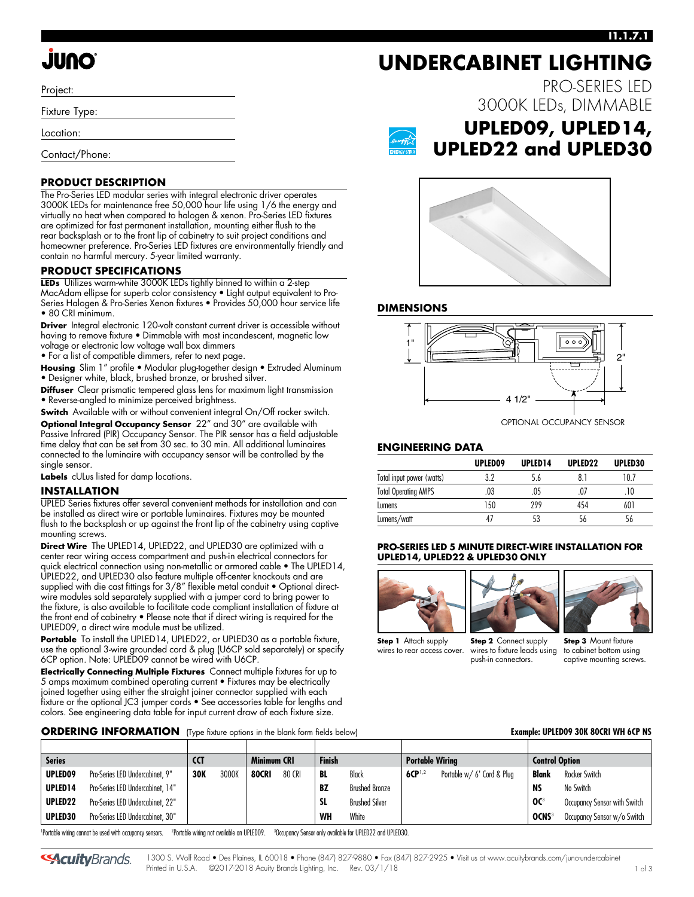# UNDERCABINET LIGHTING

PRO-SERIES LED
3000K LEDs, DIMMABLE

## UPLED09, UPLED14, UPLED22 and UPLED30

Project:

Fixture Type:

Location:

Contact/Phone:

## PRODUCT DESCRIPTION

The Pro-Series LED modular series with integral electronic driver operates 3000K LEDs for maintenance free 50,000 hour life using 1/6 the energy and virtually no heat when compared to halogen & xenon. Pro-Series LED fixtures are optimized for fast permanent installation, mounting either flush to the rear backsplash or to the front lip of cabinetry to suit project conditions and homeowner preference. Pro-Series LED fixtures are environmentally friendly and contain no harmful mercury. 5-year limited warranty.

## PRODUCT SPECIFICATIONS

**LEDs** Utilizes warm-white 3000K LEDs tightly binned to within a 2-step MacAdam ellipse for superb color consistency • Light output equivalent to Pro-Series Halogen & Pro-Series Xenon fixtures • Provides 50,000 hour service life • 80 CRI minimum.

**Driver** Integral electronic 120-volt constant current driver is accessible without having to remove fixture • Dimmable with most incandescent, magnetic low voltage or electronic low voltage wall box dimmers
• For a list of compatible dimmers, refer to next page.

**Housing** Slim 1" profile • Modular plug-together design • Extruded Aluminum • Designer white, black, brushed bronze, or brushed silver.

**Diffuser** Clear prismatic tempered glass lens for maximum light transmission • Reverse-angled to minimize perceived brightness.

**Switch** Available with or without convenient integral On/Off rocker switch.

**Optional Integral Occupancy Sensor** 22" and 30" are available with Passive Infrared (PIR) Occupancy Sensor. The PIR sensor has a field adjustable time delay that can be set from 30 sec. to 30 min. All additional luminaires connected to the luminaire with occupancy sensor will be controlled by the single sensor.

**Labels** cULus listed for damp locations.

## INSTALLATION

UPLED Series fixtures offer several convenient methods for installation and can be installed as direct wire or portable luminaires. Fixtures may be mounted flush to the backsplash or up against the front lip of the cabinetry using captive mounting screws.

**Direct Wire** The UPLED14, UPLED22, and UPLED30 are optimized with a center rear wiring access compartment and push-in electrical connectors for quick electrical connection using non-metallic or armored cable • The UPLED14, UPLED22, and UPLED30 also feature multiple off-center knockouts and are supplied with die cast fittings for 3/8" flexible metal conduit • Optional direct-wire modules sold separately supplied with a jumper cord to bring power to the fixture, is also available to facilitate code compliant installation of fixture at the front end of cabinetry • Please note that if direct wiring is required for the UPLED09, a direct wire module must be utilized.

**Portable** To install the UPLED14, UPLED22, or UPLED30 as a portable fixture, use the optional 3-wire grounded cord & plug (U6CP sold separately) or specify 6CP option. Note: UPLED09 cannot be wired with U6CP.

**Electrically Connecting Multiple Fixtures** Connect multiple fixtures for up to 5 amps maximum combined operating current • Fixtures may be electrically joined together using either the straight joiner connector supplied with each fixture or the optional JC3 jumper cords • See accessories table for lengths and colors. See engineering data table for input current draw of each fixture size.

## DIMENSIONS

1" — 2" — 4 1/2"

OPTIONAL OCCUPANCY SENSOR

## ENGINEERING DATA

| | UPLED09 | UPLED14 | UPLED22 | UPLED30 |
|---|---|---|---|---|
| Total input power (watts) | 3.2 | 5.6 | 8.1 | 10.7 |
| Total Operating AMPS | .03 | .05 | .07 | .10 |
| Lumens | 150 | 299 | 454 | 601 |
| Lumens/watt | 47 | 53 | 56 | 56 |

## PRO-SERIES LED 5 MINUTE DIRECT-WIRE INSTALLATION FOR UPLED14, UPLED22 & UPLED30 ONLY

**Step 1** Attach supply wires to rear access cover.

**Step 2** Connect supply wires to fixture leads using push-in connectors.

**Step 3** Mount fixture to cabinet bottom using captive mounting screws.

## ORDERING INFORMATION (Type fixture options in the blank form fields below)

**Example: UPLED09 30K 80CRI WH 6CP NS**

| Series | | CCT | | Minimum CRI | | Finish | | Portable Wiring | | Control Option | |
|---|---|---|---|---|---|---|---|---|---|---|---|
| **UPLED09** | Pro-Series LED Undercabinet, 9" | **30K** | 3000K | **80CRI** | 80 CRI | **BL** | Black | **6CP**[1,2] | Portable w/ 6' Cord & Plug | **Blank** | Rocker Switch |
| **UPLED14** | Pro-Series LED Undercabinet, 14" | | | | | **BZ** | Brushed Bronze | | | **NS** | No Switch |
| **UPLED22** | Pro-Series LED Undercabinet, 22" | | | | | **SL** | Brushed Silver | | | **OC**[3] | Occupancy Sensor with Switch |
| **UPLED30** | Pro-Series LED Undercabinet, 30" | | | | | **WH** | White | | | **OCNS**[3] | Occupancy Sensor w/o Switch |

[1]Portable wiring cannot be used with occupancy sensors. [2]Portable wiring not available on UPLED09. [3]Occupancy Sensor only available for UPLED22 and UPLED30.

1300 S. Wolf Road • Des Plaines, IL 60018 • Phone (847) 827-9880 • Fax (847) 827-2925 • Visit us at www.acuitybrands.com/juno-undercabinet
Printed in U.S.A. ©2017-2018 Acuity Brands Lighting, Inc. Rev. 03/1/18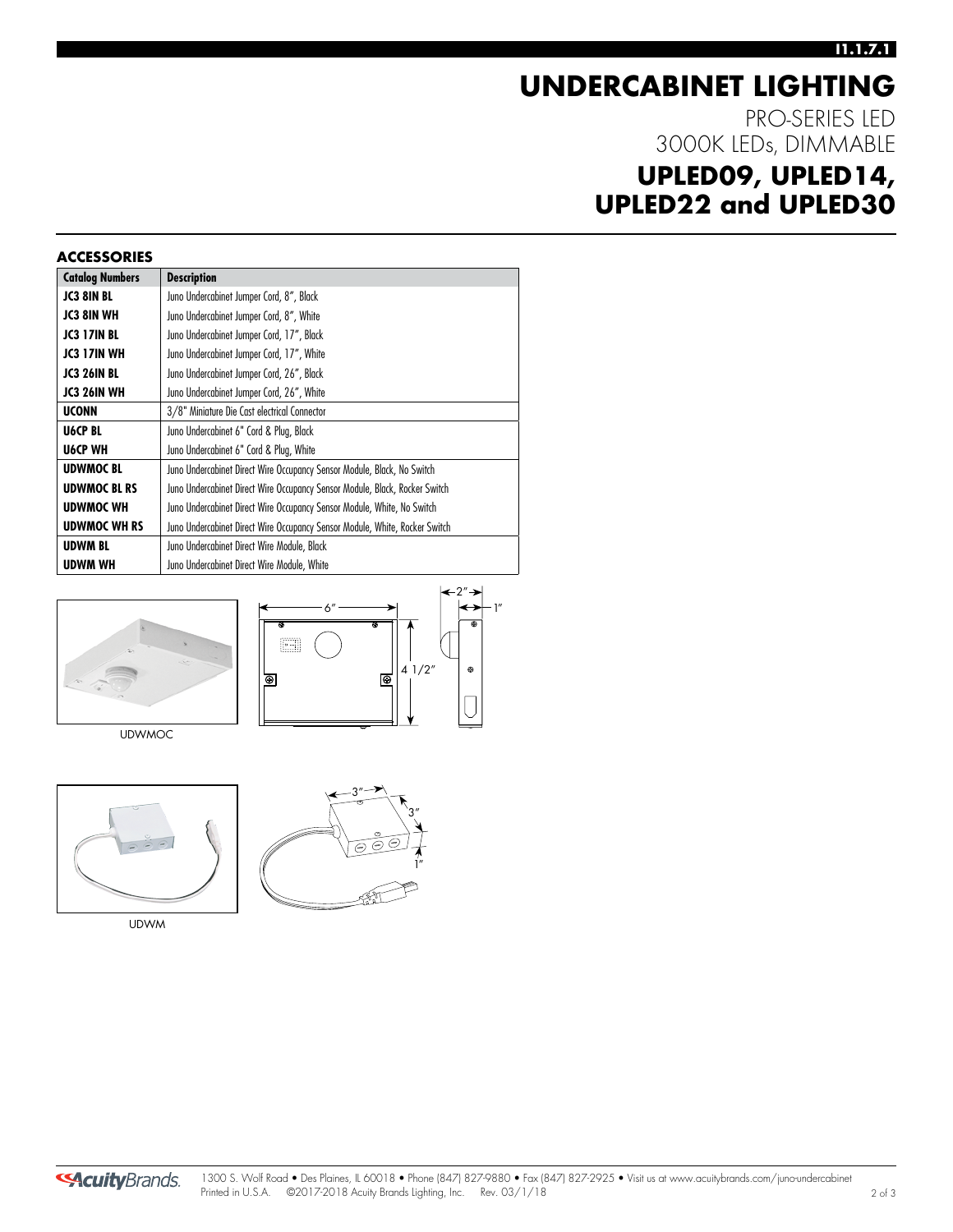# UNDERCABINET LIGHTING

PRO-SERIES LED
3000K LEDs, DIMMABLE

## UPLED09, UPLED14, UPLED22 and UPLED30

### ACCESSORIES

| Catalog Numbers | Description |
|---|---|
| **JC3 8IN BL** | Juno Undercabinet Jumper Cord, 8", Black |
| **JC3 8IN WH** | Juno Undercabinet Jumper Cord, 8", White |
| **JC3 17IN BL** | Juno Undercabinet Jumper Cord, 17", Black |
| **JC3 17IN WH** | Juno Undercabinet Jumper Cord, 17", White |
| **JC3 26IN BL** | Juno Undercabinet Jumper Cord, 26", Black |
| **JC3 26IN WH** | Juno Undercabinet Jumper Cord, 26", White |
| **UCONN** | 3/8" Miniature Die Cast electrical Connector |
| **U6CP BL** | Juno Undercabinet 6" Cord & Plug, Black |
| **U6CP WH** | Juno Undercabinet 6" Cord & Plug, White |
| **UDWMOC BL** | Juno Undercabinet Direct Wire Occupancy Sensor Module, Black, No Switch |
| **UDWMOC BL RS** | Juno Undercabinet Direct Wire Occupancy Sensor Module, Black, Rocker Switch |
| **UDWMOC WH** | Juno Undercabinet Direct Wire Occupancy Sensor Module, White, No Switch |
| **UDWMOC WH RS** | Juno Undercabinet Direct Wire Occupancy Sensor Module, White, Rocker Switch |
| **UDWM BL** | Juno Undercabinet Direct Wire Module, Black |
| **UDWM WH** | Juno Undercabinet Direct Wire Module, White |

UDWMOC

UDWM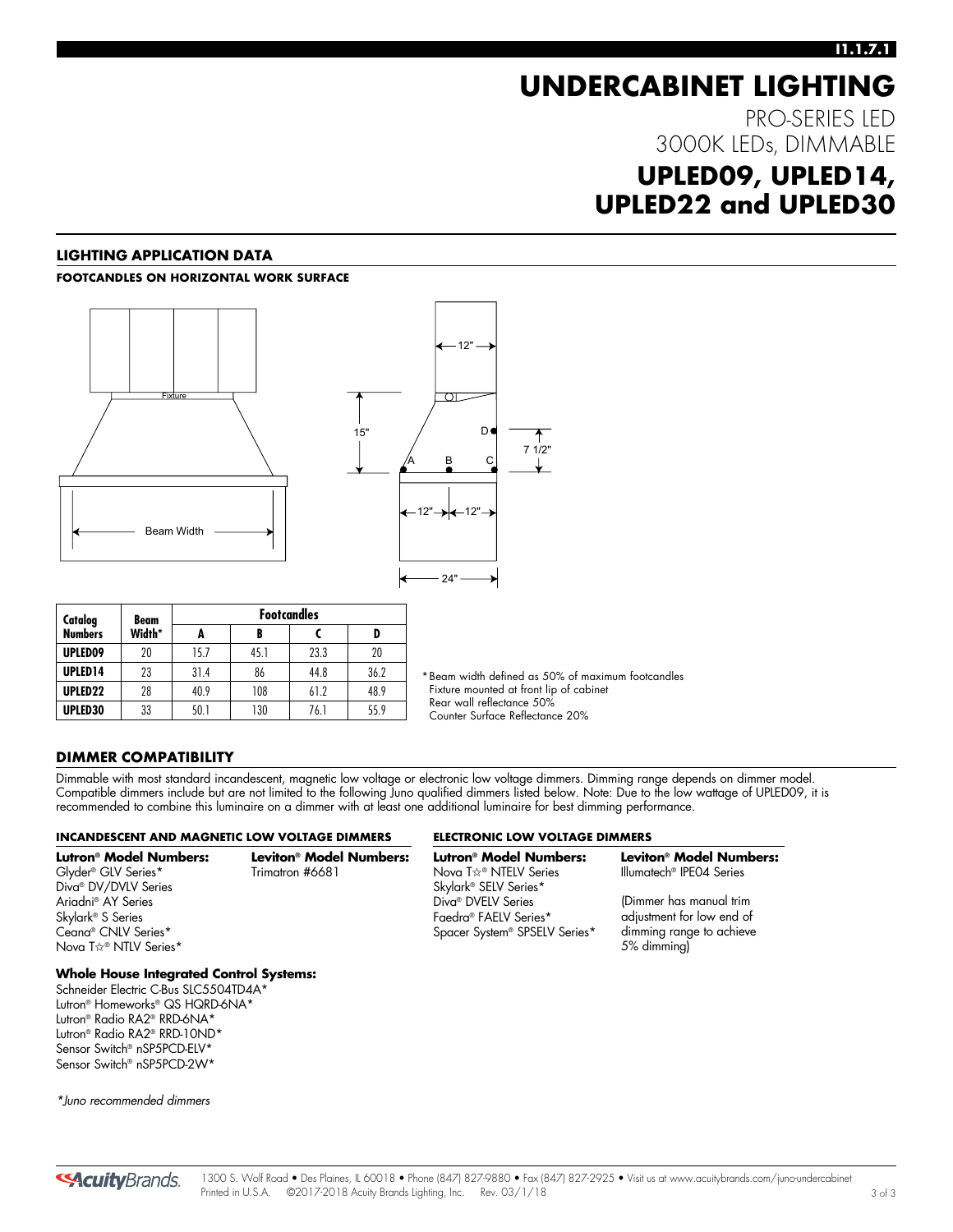I1.1.7.1

# UNDERCABINET LIGHTING

PRO-SERIES LED
3000K LEDs, DIMMABLE

## UPLED09, UPLED14, UPLED22 and UPLED30

### LIGHTING APPLICATION DATA

#### FOOTCANDLES ON HORIZONTAL WORK SURFACE

Fixture

Beam Width

12"

15"

7 1/2"

A B C D

12" 12"

24"

| Catalog Numbers | Beam Width* | Footcandles | | | |
|---|---|---|---|---|---|
| | | A | B | C | D |
| UPLED09 | 20 | 15.7 | 45.1 | 23.3 | 20 |
| UPLED14 | 23 | 31.4 | 86 | 44.8 | 36.2 |
| UPLED22 | 28 | 40.9 | 108 | 61.2 | 48.9 |
| UPLED30 | 33 | 50.1 | 130 | 76.1 | 55.9 |

*Beam width defined as 50% of maximum footcandles
Fixture mounted at front lip of cabinet
Rear wall reflectance 50%
Counter Surface Reflectance 20%

### DIMMER COMPATIBILITY

Dimmable with most standard incandescent, magnetic low voltage or electronic low voltage dimmers. Dimming range depends on dimmer model. Compatible dimmers include but are not limited to the following Juno qualified dimmers listed below. Note: Due to the low wattage of UPLED09, it is recommended to combine this luminaire on a dimmer with at least one additional luminaire for best dimming performance.

#### INCANDESCENT AND MAGNETIC LOW VOLTAGE DIMMERS

**Lutron® Model Numbers:**
Glyder® GLV Series*
Diva® DV/DVLV Series
Ariadni® AY Series
Skylark® S Series
Ceana® CNLV Series*
Nova T☆® NTLV Series*

**Leviton® Model Numbers:**
Trimatron #6681

**Whole House Integrated Control Systems:**
Schneider Electric C-Bus SLC5504TD4A*
Lutron® Homeworks® QS HQRD-6NA*
Lutron® Radio RA2® RRD-6NA*
Lutron® Radio RA2® RRD-10ND*
Sensor Switch® nSP5PCD-ELV*
Sensor Switch® nSP5PCD-2W*

#### ELECTRONIC LOW VOLTAGE DIMMERS

**Lutron® Model Numbers:**
Nova T☆® NTELV Series
Skylark® SELV Series*
Diva® DVELV Series
Faedra® FAELV Series*
Spacer System® SPSELV Series*

**Leviton® Model Numbers:**
Illumatech® IPE04 Series

(Dimmer has manual trim adjustment for low end of dimming range to achieve 5% dimming)

*\*Juno recommended dimmers*

AcuityBrands. 1300 S. Wolf Road • Des Plaines, IL 60018 • Phone (847) 827-9880 • Fax (847) 827-2925 • Visit us at www.acuitybrands.com/juno-undercabinet
Printed in U.S.A. ©2017-2018 Acuity Brands Lighting, Inc. Rev. 03/1/18